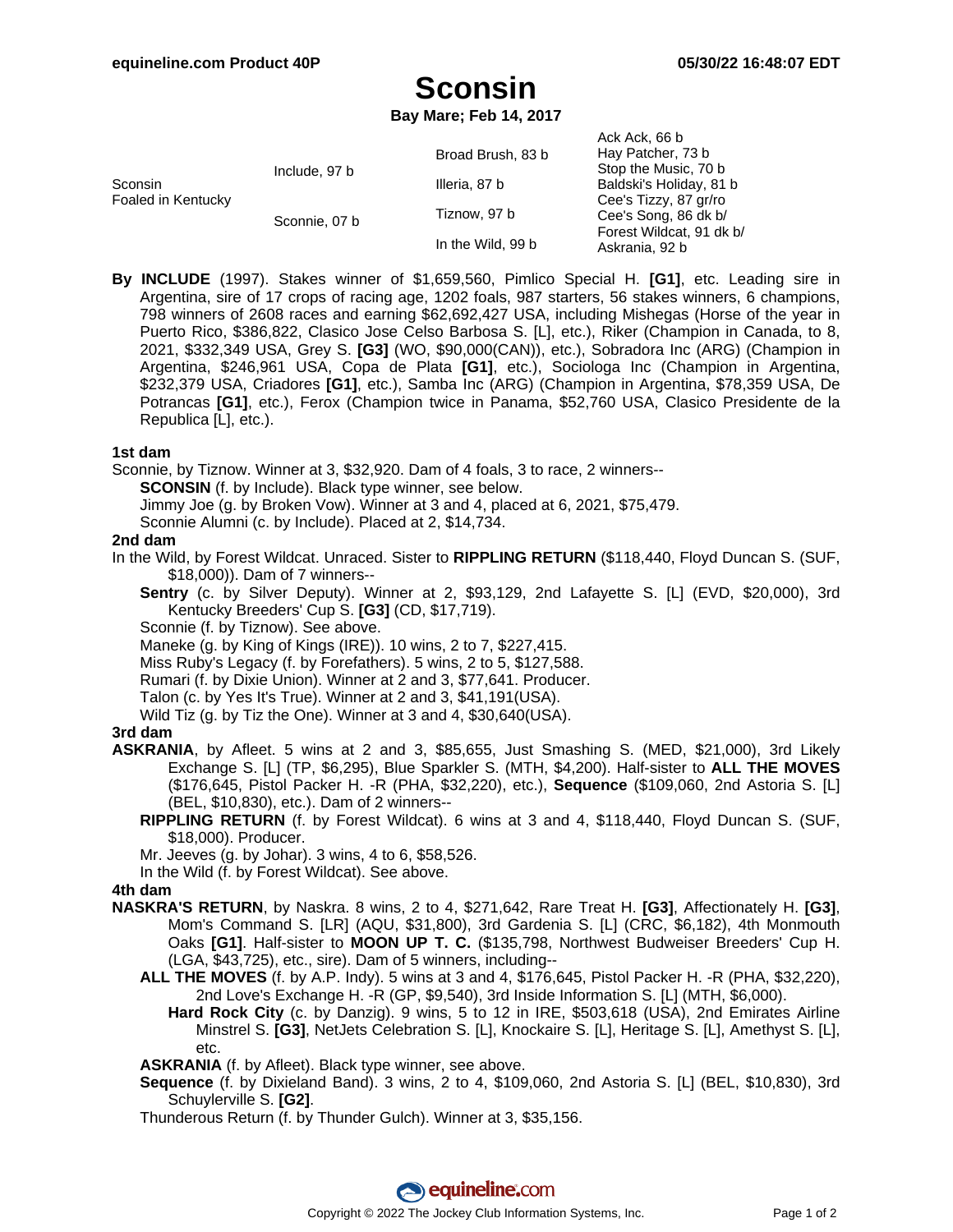# Sconsin

**Bay Mare; Feb 14, 2017**

| | | | |
|---|---|---|---|
| Sconsin Foaled in Kentucky | Include, 97 b | Broad Brush, 83 b | Ack Ack, 66 b |
| | | | Hay Patcher, 73 b |
| | | Illeria, 87 b | Stop the Music, 70 b |
| | | | Baldski's Holiday, 81 b |
| | Sconnie, 07 b | Tiznow, 97 b | Cee's Tizzy, 87 gr/ro |
| | | | Cee's Song, 86 dk b/ |
| | | In the Wild, 99 b | Forest Wildcat, 91 dk b/ |
| | | | Askrania, 92 b |

**By INCLUDE** (1997). Stakes winner of $1,659,560, Pimlico Special H. **[G1]**, etc. Leading sire in Argentina, sire of 17 crops of racing age, 1202 foals, 987 starters, 56 stakes winners, 6 champions, 798 winners of 2608 races and earning $62,692,427 USA, including Mishegas (Horse of the year in Puerto Rico, $386,822, Clasico Jose Celso Barbosa S. [L], etc.), Riker (Champion in Canada, to 8, 2021, $332,349 USA, Grey S. **[G3]** (WO, $90,000(CAN)), etc.), Sobradora Inc (ARG) (Champion in Argentina, $246,961 USA, Copa de Plata **[G1]**, etc.), Sociologa Inc (Champion in Argentina, $232,379 USA, Criadores **[G1]**, etc.), Samba Inc (ARG) (Champion in Argentina, $78,359 USA, De Potrancas **[G1]**, etc.), Ferox (Champion twice in Panama, $52,760 USA, Clasico Presidente de la Republica [L], etc.).

### 1st dam

Sconnie, by Tiznow. Winner at 3, $32,920. Dam of 4 foals, 3 to race, 2 winners--

- **SCONSIN** (f. by Include). Black type winner, see below.
- Jimmy Joe (g. by Broken Vow). Winner at 3 and 4, placed at 6, 2021, $75,479.
- Sconnie Alumni (c. by Include). Placed at 2, $14,734.

### 2nd dam

In the Wild, by Forest Wildcat. Unraced. Sister to **RIPPLING RETURN** ($118,440, Floyd Duncan S. (SUF, $18,000)). Dam of 7 winners--

- **Sentry** (c. by Silver Deputy). Winner at 2, $93,129, 2nd Lafayette S. [L] (EVD, $20,000), 3rd Kentucky Breeders' Cup S. **[G3]** (CD, $17,719).
- Sconnie (f. by Tiznow). See above.
- Maneke (g. by King of Kings (IRE)). 10 wins, 2 to 7, $227,415.
- Miss Ruby's Legacy (f. by Forefathers). 5 wins, 2 to 5, $127,588.
- Rumari (f. by Dixie Union). Winner at 2 and 3, $77,641. Producer.
- Talon (c. by Yes It's True). Winner at 2 and 3, $41,191(USA).
- Wild Tiz (g. by Tiz the One). Winner at 3 and 4, $30,640(USA).

### 3rd dam

**ASKRANIA**, by Afleet. 5 wins at 2 and 3, $85,655, Just Smashing S. (MED, $21,000), 3rd Likely Exchange S. [L] (TP, $6,295), Blue Sparkler S. (MTH, $4,200). Half-sister to **ALL THE MOVES** ($176,645, Pistol Packer H. -R (PHA, $32,220), etc.), **Sequence** ($109,060, 2nd Astoria S. [L] (BEL, $10,830), etc.). Dam of 2 winners--

- **RIPPLING RETURN** (f. by Forest Wildcat). 6 wins at 3 and 4, $118,440, Floyd Duncan S. (SUF, $18,000). Producer.
- Mr. Jeeves (g. by Johar). 3 wins, 4 to 6, $58,526.
- In the Wild (f. by Forest Wildcat). See above.

### 4th dam

**NASKRA'S RETURN**, by Naskra. 8 wins, 2 to 4, $271,642, Rare Treat H. **[G3]**, Affectionately H. **[G3]**, Mom's Command S. [LR] (AQU, $31,800), 3rd Gardenia S. [L] (CRC, $6,182), 4th Monmouth Oaks **[G1]**. Half-sister to **MOON UP T. C.** ($135,798, Northwest Budweiser Breeders' Cup H. (LGA, $43,725), etc., sire). Dam of 5 winners, including--

- **ALL THE MOVES** (f. by A.P. Indy). 5 wins at 3 and 4, $176,645, Pistol Packer H. -R (PHA, $32,220), 2nd Love's Exchange H. -R (GP, $9,540), 3rd Inside Information S. [L] (MTH, $6,000).
  - **Hard Rock City** (c. by Danzig). 9 wins, 5 to 12 in IRE, $503,618 (USA), 2nd Emirates Airline Minstrel S. **[G3]**, NetJets Celebration S. [L], Knockaire S. [L], Heritage S. [L], Amethyst S. [L], etc.
- **ASKRANIA** (f. by Afleet). Black type winner, see above.
- **Sequence** (f. by Dixieland Band). 3 wins, 2 to 4, $109,060, 2nd Astoria S. [L] (BEL, $10,830), 3rd Schuylerville S. **[G2]**.
- Thunderous Return (f. by Thunder Gulch). Winner at 3, $35,156.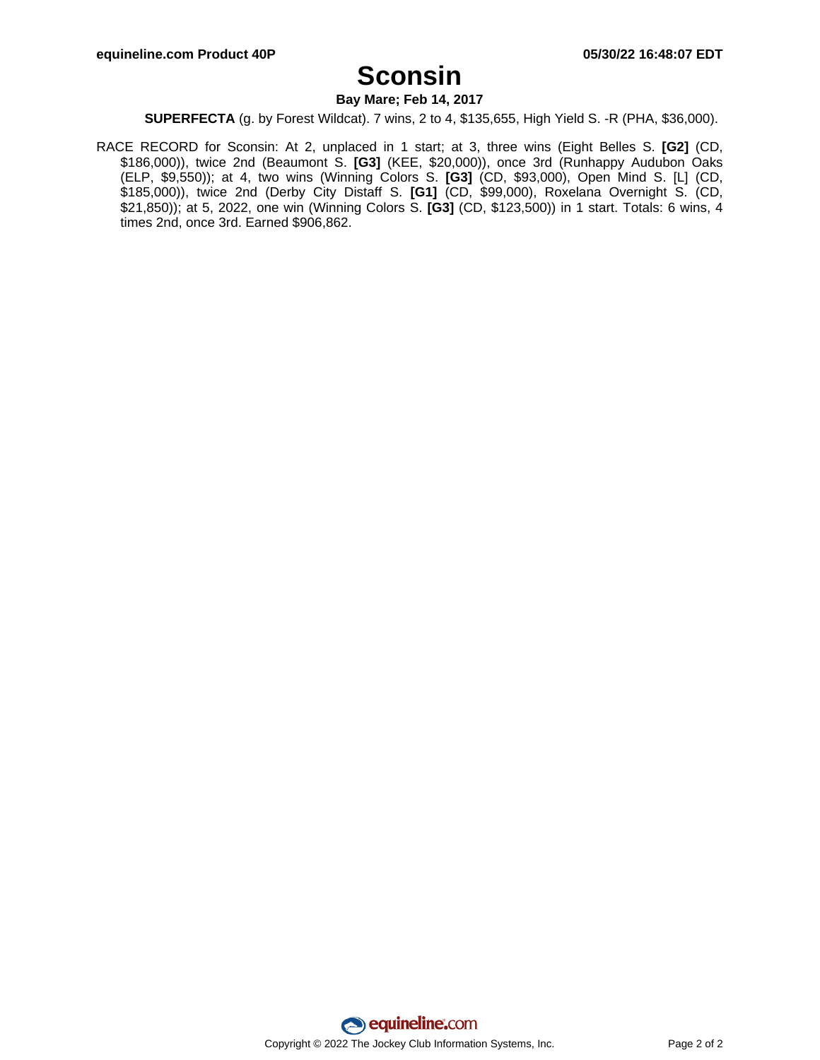# Sconsin

**Bay Mare; Feb 14, 2017**

**SUPERFECTA** (g. by Forest Wildcat). 7 wins, 2 to 4, $135,655, High Yield S. -R (PHA, $36,000).

RACE RECORD for Sconsin: At 2, unplaced in 1 start; at 3, three wins (Eight Belles S. **[G2]** (CD, $186,000)), twice 2nd (Beaumont S. **[G3]** (KEE, $20,000)), once 3rd (Runhappy Audubon Oaks (ELP, $9,550)); at 4, two wins (Winning Colors S. **[G3]** (CD, $93,000), Open Mind S. [L] (CD, $185,000)), twice 2nd (Derby City Distaff S. **[G1]** (CD, $99,000), Roxelana Overnight S. (CD, $21,850)); at 5, 2022, one win (Winning Colors S. **[G3]** (CD, $123,500)) in 1 start. Totals: 6 wins, 4 times 2nd, once 3rd. Earned $906,862.